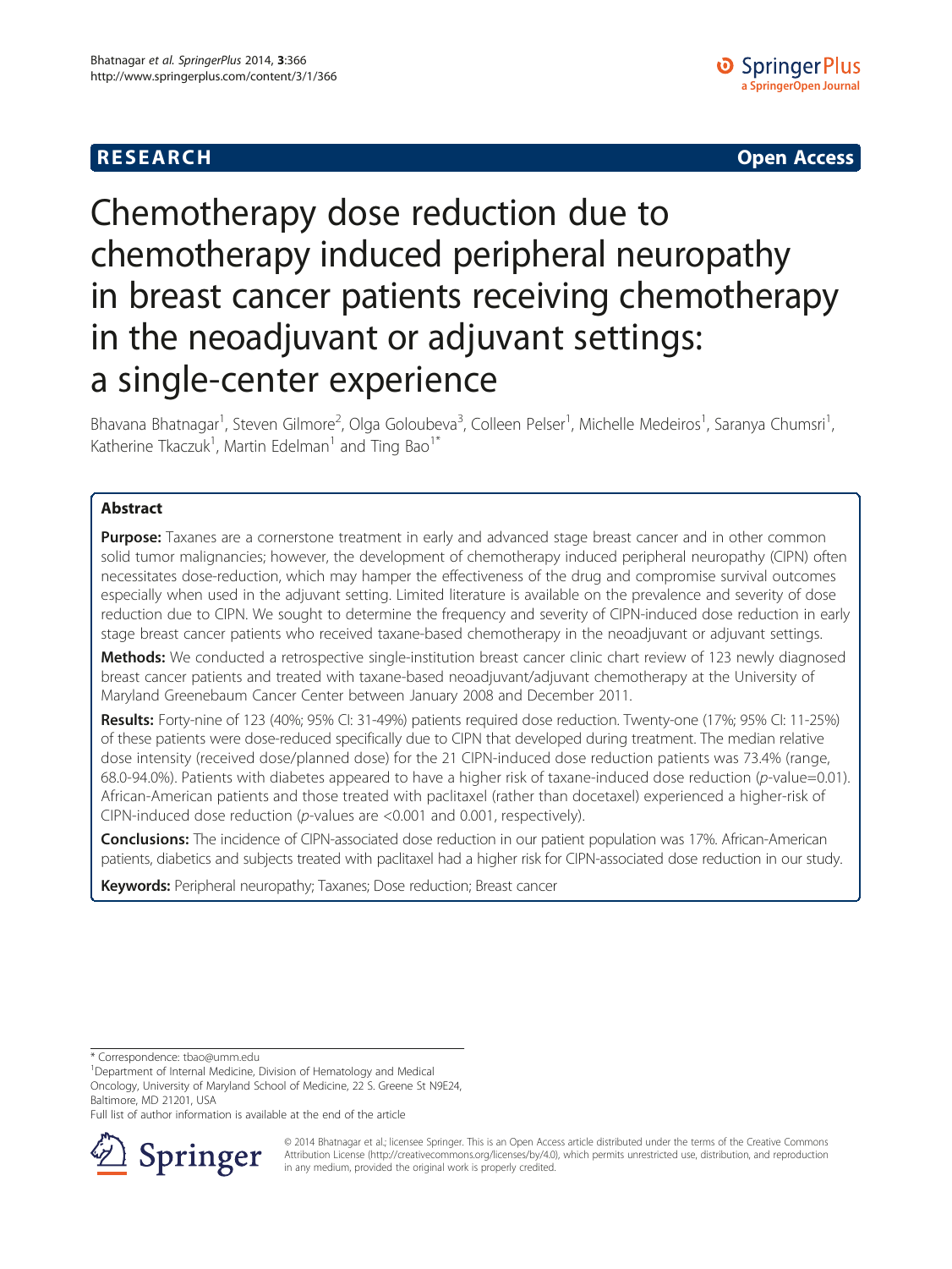RESEARCH Open Access

# Chemotherapy dose reduction due to chemotherapy induced peripheral neuropathy in breast cancer patients receiving chemotherapy in the neoadjuvant or adjuvant settings: a single-center experience

Bhavana Bhatnagar[1], Steven Gilmore[2], Olga Goloubeva[3], Colleen Pelser[1], Michelle Medeiros[1], Saranya Chumsri[1], Katherine Tkaczuk[1], Martin Edelman[1] and Ting Bao[1*]

## Abstract

**Purpose:** Taxanes are a cornerstone treatment in early and advanced stage breast cancer and in other common solid tumor malignancies; however, the development of chemotherapy induced peripheral neuropathy (CIPN) often necessitates dose-reduction, which may hamper the effectiveness of the drug and compromise survival outcomes especially when used in the adjuvant setting. Limited literature is available on the prevalence and severity of dose reduction due to CIPN. We sought to determine the frequency and severity of CIPN-induced dose reduction in early stage breast cancer patients who received taxane-based chemotherapy in the neoadjuvant or adjuvant settings.

**Methods:** We conducted a retrospective single-institution breast cancer clinic chart review of 123 newly diagnosed breast cancer patients and treated with taxane-based neoadjuvant/adjuvant chemotherapy at the University of Maryland Greenebaum Cancer Center between January 2008 and December 2011.

**Results:** Forty-nine of 123 (40%; 95% CI: 31-49%) patients required dose reduction. Twenty-one (17%; 95% CI: 11-25%) of these patients were dose-reduced specifically due to CIPN that developed during treatment. The median relative dose intensity (received dose/planned dose) for the 21 CIPN-induced dose reduction patients was 73.4% (range, 68.0-94.0%). Patients with diabetes appeared to have a higher risk of taxane-induced dose reduction (*p*-value=0.01). African-American patients and those treated with paclitaxel (rather than docetaxel) experienced a higher-risk of CIPN-induced dose reduction (*p*-values are <0.001 and 0.001, respectively).

**Conclusions:** The incidence of CIPN-associated dose reduction in our patient population was 17%. African-American patients, diabetics and subjects treated with paclitaxel had a higher risk for CIPN-associated dose reduction in our study.

**Keywords:** Peripheral neuropathy; Taxanes; Dose reduction; Breast cancer

---

\* Correspondence: tbao@umm.edu

[1]Department of Internal Medicine, Division of Hematology and Medical Oncology, University of Maryland School of Medicine, 22 S. Greene St N9E24, Baltimore, MD 21201, USA

Full list of author information is available at the end of the article

© 2014 Bhatnagar et al.; licensee Springer. This is an Open Access article distributed under the terms of the Creative Commons Attribution License (http://creativecommons.org/licenses/by/4.0), which permits unrestricted use, distribution, and reproduction in any medium, provided the original work is properly credited.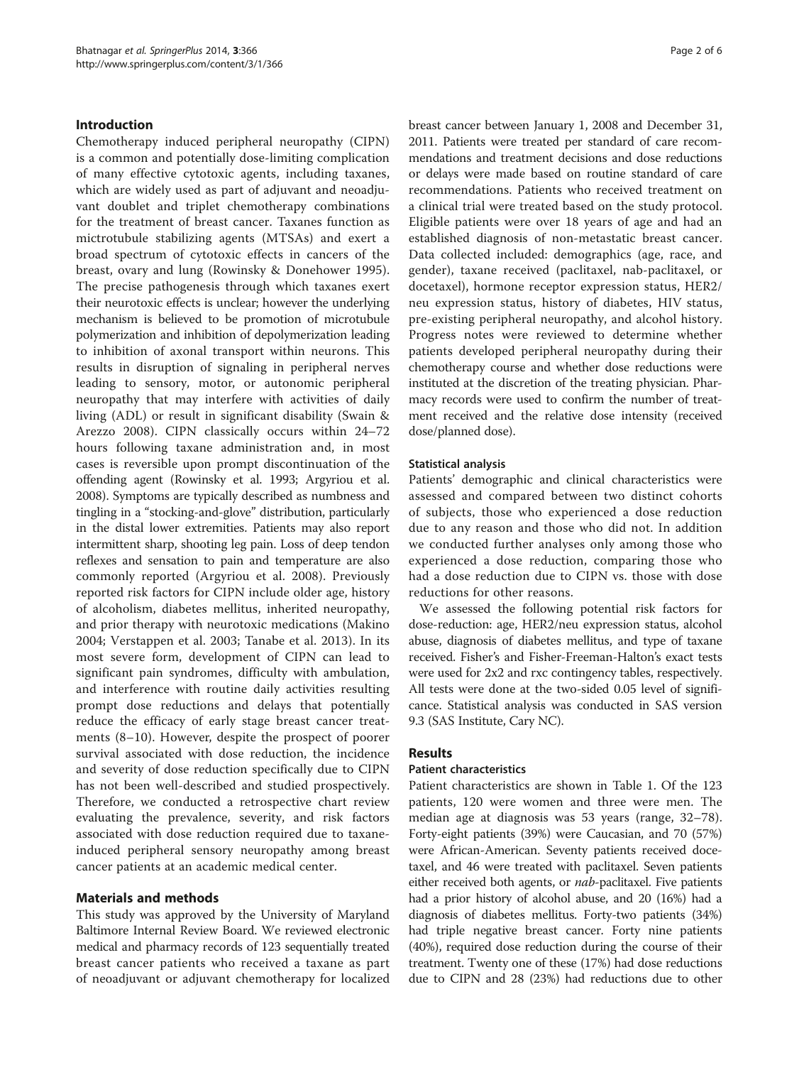## Introduction

Chemotherapy induced peripheral neuropathy (CIPN) is a common and potentially dose-limiting complication of many effective cytotoxic agents, including taxanes, which are widely used as part of adjuvant and neoadjuvant doublet and triplet chemotherapy combinations for the treatment of breast cancer. Taxanes function as mictrotubule stabilizing agents (MTSAs) and exert a broad spectrum of cytotoxic effects in cancers of the breast, ovary and lung (Rowinsky & Donehower 1995). The precise pathogenesis through which taxanes exert their neurotoxic effects is unclear; however the underlying mechanism is believed to be promotion of microtubule polymerization and inhibition of depolymerization leading to inhibition of axonal transport within neurons. This results in disruption of signaling in peripheral nerves leading to sensory, motor, or autonomic peripheral neuropathy that may interfere with activities of daily living (ADL) or result in significant disability (Swain & Arezzo 2008). CIPN classically occurs within 24–72 hours following taxane administration and, in most cases is reversible upon prompt discontinuation of the offending agent (Rowinsky et al. 1993; Argyriou et al. 2008). Symptoms are typically described as numbness and tingling in a "stocking-and-glove" distribution, particularly in the distal lower extremities. Patients may also report intermittent sharp, shooting leg pain. Loss of deep tendon reflexes and sensation to pain and temperature are also commonly reported (Argyriou et al. 2008). Previously reported risk factors for CIPN include older age, history of alcoholism, diabetes mellitus, inherited neuropathy, and prior therapy with neurotoxic medications (Makino 2004; Verstappen et al. 2003; Tanabe et al. 2013). In its most severe form, development of CIPN can lead to significant pain syndromes, difficulty with ambulation, and interference with routine daily activities resulting prompt dose reductions and delays that potentially reduce the efficacy of early stage breast cancer treatments (8–10). However, despite the prospect of poorer survival associated with dose reduction, the incidence and severity of dose reduction specifically due to CIPN has not been well-described and studied prospectively. Therefore, we conducted a retrospective chart review evaluating the prevalence, severity, and risk factors associated with dose reduction required due to taxane-induced peripheral sensory neuropathy among breast cancer patients at an academic medical center.

## Materials and methods

This study was approved by the University of Maryland Baltimore Internal Review Board. We reviewed electronic medical and pharmacy records of 123 sequentially treated breast cancer patients who received a taxane as part of neoadjuvant or adjuvant chemotherapy for localized breast cancer between January 1, 2008 and December 31, 2011. Patients were treated per standard of care recommendations and treatment decisions and dose reductions or delays were made based on routine standard of care recommendations. Patients who received treatment on a clinical trial were treated based on the study protocol. Eligible patients were over 18 years of age and had an established diagnosis of non-metastatic breast cancer. Data collected included: demographics (age, race, and gender), taxane received (paclitaxel, nab-paclitaxel, or docetaxel), hormone receptor expression status, HER2/neu expression status, history of diabetes, HIV status, pre-existing peripheral neuropathy, and alcohol history. Progress notes were reviewed to determine whether patients developed peripheral neuropathy during their chemotherapy course and whether dose reductions were instituted at the discretion of the treating physician. Pharmacy records were used to confirm the number of treatment received and the relative dose intensity (received dose/planned dose).

### Statistical analysis

Patients' demographic and clinical characteristics were assessed and compared between two distinct cohorts of subjects, those who experienced a dose reduction due to any reason and those who did not. In addition we conducted further analyses only among those who experienced a dose reduction, comparing those who had a dose reduction due to CIPN vs. those with dose reductions for other reasons.

We assessed the following potential risk factors for dose-reduction: age, HER2/neu expression status, alcohol abuse, diagnosis of diabetes mellitus, and type of taxane received. Fisher's and Fisher-Freeman-Halton's exact tests were used for 2x2 and rxc contingency tables, respectively. All tests were done at the two-sided 0.05 level of significance. Statistical analysis was conducted in SAS version 9.3 (SAS Institute, Cary NC).

## Results

### Patient characteristics

Patient characteristics are shown in Table 1. Of the 123 patients, 120 were women and three were men. The median age at diagnosis was 53 years (range, 32–78). Forty-eight patients (39%) were Caucasian, and 70 (57%) were African-American. Seventy patients received docetaxel, and 46 were treated with paclitaxel. Seven patients either received both agents, or *nab*-paclitaxel. Five patients had a prior history of alcohol abuse, and 20 (16%) had a diagnosis of diabetes mellitus. Forty-two patients (34%) had triple negative breast cancer. Forty nine patients (40%), required dose reduction during the course of their treatment. Twenty one of these (17%) had dose reductions due to CIPN and 28 (23%) had reductions due to other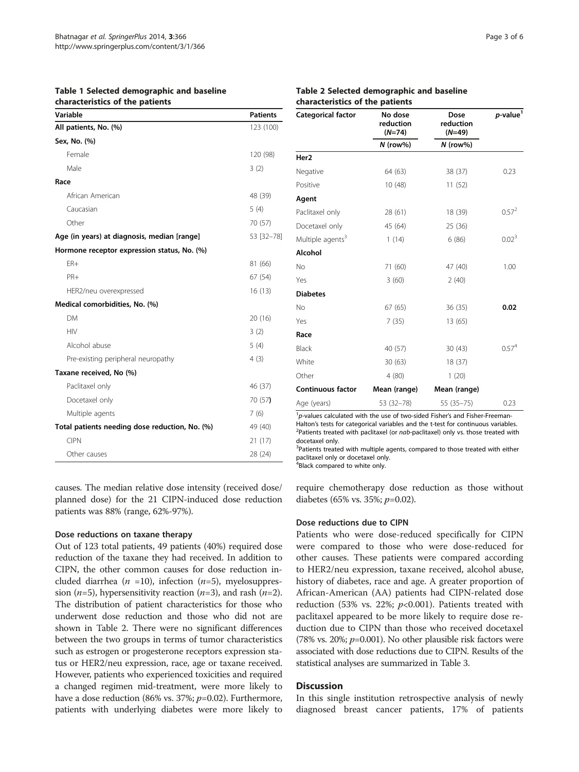**Table 1 Selected demographic and baseline characteristics of the patients**

| Variable | Patients |
|---|---|
| **All patients, No. (%)** | 123 (100) |
| **Sex, No. (%)** | |
| Female | 120 (98) |
| Male | 3 (2) |
| **Race** | |
| African American | 48 (39) |
| Caucasian | 5 (4) |
| Other | 70 (57) |
| **Age (in years) at diagnosis, median [range]** | 53 [32–78] |
| **Hormone receptor expression status, No. (%)** | |
| ER+ | 81 (66) |
| PR+ | 67 (54) |
| HER2/neu overexpressed | 16 (13) |
| **Medical comorbidities, No. (%)** | |
| DM | 20 (16) |
| HIV | 3 (2) |
| Alcohol abuse | 5 (4) |
| Pre-existing peripheral neuropathy | 4 (3) |
| **Taxane received, No (%)** | |
| Paclitaxel only | 46 (37) |
| Docetaxel only | 70 (57) |
| Multiple agents | 7 (6) |
| **Total patients needing dose reduction, No. (%)** | 49 (40) |
| CIPN | 21 (17) |
| Other causes | 28 (24) |

**Table 2 Selected demographic and baseline characteristics of the patients**

| Categorical factor | No dose reduction (*N*=74) | Dose reduction (*N*=49) | *p*-value[1] |
|---|---|---|---|
| | *N* (row%) | *N* (row%) | |
| **Her2** | | | |
| Negative | 64 (63) | 38 (37) | 0.23 |
| Positive | 10 (48) | 11 (52) | |
| **Agent** | | | |
| Paclitaxel only | 28 (61) | 18 (39) | 0.57[2] |
| Docetaxel only | 45 (64) | 25 (36) | |
| Multiple agents[3] | 1 (14) | 6 (86) | 0.02[3] |
| **Alcohol** | | | |
| No | 71 (60) | 47 (40) | 1.00 |
| Yes | 3 (60) | 2 (40) | |
| **Diabetes** | | | |
| No | 67 (65) | 36 (35) | **0.02** |
| Yes | 7 (35) | 13 (65) | |
| **Race** | | | |
| Black | 40 (57) | 30 (43) | 0.57[4] |
| White | 30 (63) | 18 (37) | |
| Other | 4 (80) | 1 (20) | |
| **Continuous factor** | **Mean (range)** | **Mean (range)** | |
| Age (years) | 53 (32–78) | 55 (35–75) | 0.23 |

[1]*p*-values calculated with the use of two-sided Fisher's and Fisher-Freeman-Halton's tests for categorical variables and the t-test for continuous variables.
[2]Patients treated with paclitaxel (or *nab*-paclitaxel) only vs. those treated with docetaxel only.
[3]Patients treated with multiple agents, compared to those treated with either paclitaxel only or docetaxel only.
[4]Black compared to white only.

causes. The median relative dose intensity (received dose/ planned dose) for the 21 CIPN-induced dose reduction patients was 88% (range, 62%-97%).

### Dose reductions on taxane therapy

Out of 123 total patients, 49 patients (40%) required dose reduction of the taxane they had received. In addition to CIPN, the other common causes for dose reduction included diarrhea (*n* =10), infection (*n*=5), myelosuppression (*n*=5), hypersensitivity reaction (*n*=3), and rash (*n*=2). The distribution of patient characteristics for those who underwent dose reduction and those who did not are shown in Table 2. There were no significant differences between the two groups in terms of tumor characteristics such as estrogen or progesterone receptors expression status or HER2/neu expression, race, age or taxane received. However, patients who experienced toxicities and required a changed regimen mid-treatment, were more likely to have a dose reduction (86% vs. 37%; *p*=0.02). Furthermore, patients with underlying diabetes were more likely to require chemotherapy dose reduction as those without diabetes (65% vs. 35%; *p*=0.02).

### Dose reductions due to CIPN

Patients who were dose-reduced specifically for CIPN were compared to those who were dose-reduced for other causes. These patients were compared according to HER2/neu expression, taxane received, alcohol abuse, history of diabetes, race and age. A greater proportion of African-American (AA) patients had CIPN-related dose reduction (53% vs. 22%; *p*<0.001). Patients treated with paclitaxel appeared to be more likely to require dose reduction due to CIPN than those who received docetaxel (78% vs. 20%; *p*=0.001). No other plausible risk factors were associated with dose reductions due to CIPN. Results of the statistical analyses are summarized in Table 3.

## Discussion

In this single institution retrospective analysis of newly diagnosed breast cancer patients, 17% of patients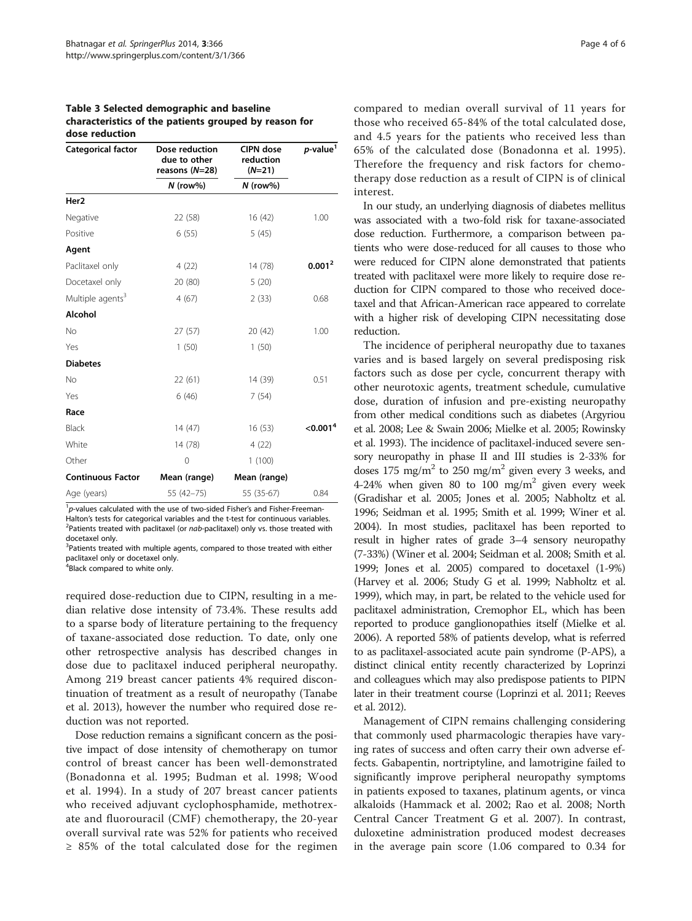**Table 3 Selected demographic and baseline characteristics of the patients grouped by reason for dose reduction**

| Categorical factor | Dose reduction due to other reasons ($N$=28) | CIPN dose reduction ($N$=21) | $p$-value[1] |
|---|---|---|---|
| | $N$ (row%) | $N$ (row%) | |
| **Her2** | | | |
| Negative | 22 (58) | 16 (42) | 1.00 |
| Positive | 6 (55) | 5 (45) | |
| **Agent** | | | |
| Paclitaxel only | 4 (22) | 14 (78) | **0.001**[2] |
| Docetaxel only | 20 (80) | 5 (20) | |
| Multiple agents[3] | 4 (67) | 2 (33) | 0.68 |
| **Alcohol** | | | |
| No | 27 (57) | 20 (42) | 1.00 |
| Yes | 1 (50) | 1 (50) | |
| **Diabetes** | | | |
| No | 22 (61) | 14 (39) | 0.51 |
| Yes | 6 (46) | 7 (54) | |
| **Race** | | | |
| Black | 14 (47) | 16 (53) | **<0.001**[4] |
| White | 14 (78) | 4 (22) | |
| Other | 0 | 1 (100) | |
| **Continuous Factor** | **Mean (range)** | **Mean (range)** | |
| Age (years) | 55 (42–75) | 55 (35-67) | 0.84 |

[1]$p$-values calculated with the use of two-sided Fisher's and Fisher-Freeman-Halton's tests for categorical variables and the t-test for continuous variables.
[2]Patients treated with paclitaxel (or *nab*-paclitaxel) only vs. those treated with docetaxel only.
[3]Patients treated with multiple agents, compared to those treated with either paclitaxel only or docetaxel only.
[4]Black compared to white only.

required dose-reduction due to CIPN, resulting in a median relative dose intensity of 73.4%. These results add to a sparse body of literature pertaining to the frequency of taxane-associated dose reduction. To date, only one other retrospective analysis has described changes in dose due to paclitaxel induced peripheral neuropathy. Among 219 breast cancer patients 4% required discontinuation of treatment as a result of neuropathy (Tanabe et al. 2013), however the number who required dose reduction was not reported.

Dose reduction remains a significant concern as the positive impact of dose intensity of chemotherapy on tumor control of breast cancer has been well-demonstrated (Bonadonna et al. 1995; Budman et al. 1998; Wood et al. 1994). In a study of 207 breast cancer patients who received adjuvant cyclophosphamide, methotrexate and fluorouracil (CMF) chemotherapy, the 20-year overall survival rate was 52% for patients who received ≥ 85% of the total calculated dose for the regimen compared to median overall survival of 11 years for those who received 65-84% of the total calculated dose, and 4.5 years for the patients who received less than 65% of the calculated dose (Bonadonna et al. 1995). Therefore the frequency and risk factors for chemotherapy dose reduction as a result of CIPN is of clinical interest.

In our study, an underlying diagnosis of diabetes mellitus was associated with a two-fold risk for taxane-associated dose reduction. Furthermore, a comparison between patients who were dose-reduced for all causes to those who were reduced for CIPN alone demonstrated that patients treated with paclitaxel were more likely to require dose reduction for CIPN compared to those who received docetaxel and that African-American race appeared to correlate with a higher risk of developing CIPN necessitating dose reduction.

The incidence of peripheral neuropathy due to taxanes varies and is based largely on several predisposing risk factors such as dose per cycle, concurrent therapy with other neurotoxic agents, treatment schedule, cumulative dose, duration of infusion and pre-existing neuropathy from other medical conditions such as diabetes (Argyriou et al. 2008; Lee & Swain 2006; Mielke et al. 2005; Rowinsky et al. 1993). The incidence of paclitaxel-induced severe sensory neuropathy in phase II and III studies is 2-33% for doses 175 $mg/m^2$ to 250 $mg/m^2$ given every 3 weeks, and 4-24% when given 80 to 100 $mg/m^2$ given every week (Gradishar et al. 2005; Jones et al. 2005; Nabholtz et al. 1996; Seidman et al. 1995; Smith et al. 1999; Winer et al. 2004). In most studies, paclitaxel has been reported to result in higher rates of grade 3–4 sensory neuropathy (7-33%) (Winer et al. 2004; Seidman et al. 2008; Smith et al. 1999; Jones et al. 2005) compared to docetaxel (1-9%) (Harvey et al. 2006; Study G et al. 1999; Nabholtz et al. 1999), which may, in part, be related to the vehicle used for paclitaxel administration, Cremophor EL, which has been reported to produce ganglionopathies itself (Mielke et al. 2006). A reported 58% of patients develop, what is referred to as paclitaxel-associated acute pain syndrome (P-APS), a distinct clinical entity recently characterized by Loprinzi and colleagues which may also predispose patients to PIPN later in their treatment course (Loprinzi et al. 2011; Reeves et al. 2012).

Management of CIPN remains challenging considering that commonly used pharmacologic therapies have varying rates of success and often carry their own adverse effects. Gabapentin, nortriptyline, and lamotrigine failed to significantly improve peripheral neuropathy symptoms in patients exposed to taxanes, platinum agents, or vinca alkaloids (Hammack et al. 2002; Rao et al. 2008; North Central Cancer Treatment G et al. 2007). In contrast, duloxetine administration produced modest decreases in the average pain score (1.06 compared to 0.34 for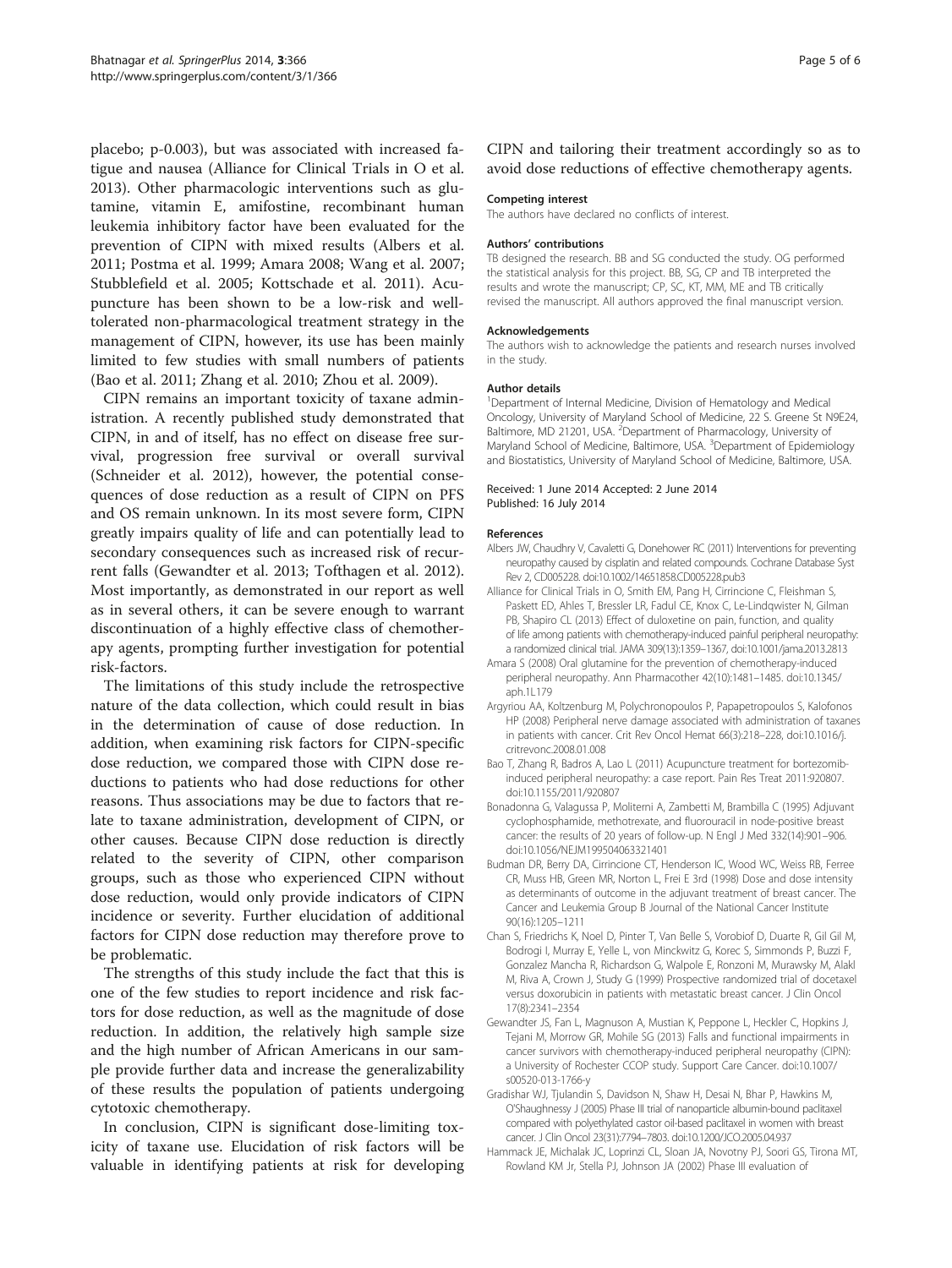placebo; p-0.003), but was associated with increased fatigue and nausea (Alliance for Clinical Trials in O et al. 2013). Other pharmacologic interventions such as glutamine, vitamin E, amifostine, recombinant human leukemia inhibitory factor have been evaluated for the prevention of CIPN with mixed results (Albers et al. 2011; Postma et al. 1999; Amara 2008; Wang et al. 2007; Stubblefield et al. 2005; Kottschade et al. 2011). Acupuncture has been shown to be a low-risk and well-tolerated non-pharmacological treatment strategy in the management of CIPN, however, its use has been mainly limited to few studies with small numbers of patients (Bao et al. 2011; Zhang et al. 2010; Zhou et al. 2009).

CIPN remains an important toxicity of taxane administration. A recently published study demonstrated that CIPN, in and of itself, has no effect on disease free survival, progression free survival or overall survival (Schneider et al. 2012), however, the potential consequences of dose reduction as a result of CIPN on PFS and OS remain unknown. In its most severe form, CIPN greatly impairs quality of life and can potentially lead to secondary consequences such as increased risk of recurrent falls (Gewandter et al. 2013; Tofthagen et al. 2012). Most importantly, as demonstrated in our report as well as in several others, it can be severe enough to warrant discontinuation of a highly effective class of chemotherapy agents, prompting further investigation for potential risk-factors.

The limitations of this study include the retrospective nature of the data collection, which could result in bias in the determination of cause of dose reduction. In addition, when examining risk factors for CIPN-specific dose reduction, we compared those with CIPN dose reductions to patients who had dose reductions for other reasons. Thus associations may be due to factors that relate to taxane administration, development of CIPN, or other causes. Because CIPN dose reduction is directly related to the severity of CIPN, other comparison groups, such as those who experienced CIPN without dose reduction, would only provide indicators of CIPN incidence or severity. Further elucidation of additional factors for CIPN dose reduction may therefore prove to be problematic.

The strengths of this study include the fact that this is one of the few studies to report incidence and risk factors for dose reduction, as well as the magnitude of dose reduction. In addition, the relatively high sample size and the high number of African Americans in our sample provide further data and increase the generalizability of these results the population of patients undergoing cytotoxic chemotherapy.

In conclusion, CIPN is significant dose-limiting toxicity of taxane use. Elucidation of risk factors will be valuable in identifying patients at risk for developing CIPN and tailoring their treatment accordingly so as to avoid dose reductions of effective chemotherapy agents.

#### Competing interest

The authors have declared no conflicts of interest.

#### Authors' contributions

TB designed the research. BB and SG conducted the study. OG performed the statistical analysis for this project. BB, SG, CP and TB interpreted the results and wrote the manuscript; CP, SC, KT, MM, ME and TB critically revised the manuscript. All authors approved the final manuscript version.

#### Acknowledgements

The authors wish to acknowledge the patients and research nurses involved in the study.

#### Author details

[1]Department of Internal Medicine, Division of Hematology and Medical Oncology, University of Maryland School of Medicine, 22 S. Greene St N9E24, Baltimore, MD 21201, USA. [2]Department of Pharmacology, University of Maryland School of Medicine, Baltimore, USA. [3]Department of Epidemiology and Biostatistics, University of Maryland School of Medicine, Baltimore, USA.

Received: 1 June 2014 Accepted: 2 June 2014
Published: 16 July 2014

#### References

Albers JW, Chaudhry V, Cavaletti G, Donehower RC (2011) Interventions for preventing neuropathy caused by cisplatin and related compounds. Cochrane Database Syst Rev 2, CD005228. doi:10.1002/14651858.CD005228.pub3

Alliance for Clinical Trials in O, Smith EM, Pang H, Cirrincione C, Fleishman S, Paskett ED, Ahles T, Bressler LR, Fadul CE, Knox C, Le-Lindqwister N, Gilman PB, Shapiro CL (2013) Effect of duloxetine on pain, function, and quality of life among patients with chemotherapy-induced painful peripheral neuropathy: a randomized clinical trial. JAMA 309(13):1359–1367, doi:10.1001/jama.2013.2813

Amara S (2008) Oral glutamine for the prevention of chemotherapy-induced peripheral neuropathy. Ann Pharmacother 42(10):1481–1485. doi:10.1345/aph.1L179

Argyriou AA, Koltzenburg M, Polychronopoulos P, Papapetropoulos S, Kalofonos HP (2008) Peripheral nerve damage associated with administration of taxanes in patients with cancer. Crit Rev Oncol Hemat 66(3):218–228, doi:10.1016/j.critrevonc.2008.01.008

Bao T, Zhang R, Badros A, Lao L (2011) Acupuncture treatment for bortezomib-induced peripheral neuropathy: a case report. Pain Res Treat 2011:920807. doi:10.1155/2011/920807

Bonadonna G, Valagussa P, Moliterni A, Zambetti M, Brambilla C (1995) Adjuvant cyclophosphamide, methotrexate, and fluorouracil in node-positive breast cancer: the results of 20 years of follow-up. N Engl J Med 332(14):901–906. doi:10.1056/NEJM199504063321401

Budman DR, Berry DA, Cirrincione CT, Henderson IC, Wood WC, Weiss RB, Ferree CR, Muss HB, Green MR, Norton L, Frei E 3rd (1998) Dose and dose intensity as determinants of outcome in the adjuvant treatment of breast cancer. The Cancer and Leukemia Group B Journal of the National Cancer Institute 90(16):1205–1211

Chan S, Friedrichs K, Noel D, Pinter T, Van Belle S, Vorobiof D, Duarte R, Gil Gil M, Bodrogi I, Murray E, Yelle L, von Minckwitz G, Korec S, Simmonds P, Buzzi F, Gonzalez Mancha R, Richardson G, Walpole E, Ronzoni M, Murawsky M, Alakl M, Riva A, Crown J, Study G (1999) Prospective randomized trial of docetaxel versus doxorubicin in patients with metastatic breast cancer. J Clin Oncol 17(8):2341–2354

Gewandter JS, Fan L, Magnuson A, Mustian K, Peppone L, Heckler C, Hopkins J, Tejani M, Morrow GR, Mohile SG (2013) Falls and functional impairments in cancer survivors with chemotherapy-induced peripheral neuropathy (CIPN): a University of Rochester CCOP study. Support Care Cancer. doi:10.1007/s00520-013-1766-y

Gradishar WJ, Tjulandin S, Davidson N, Shaw H, Desai N, Bhar P, Hawkins M, O'Shaughnessy J (2005) Phase III trial of nanoparticle albumin-bound paclitaxel compared with polyethylated castor oil-based paclitaxel in women with breast cancer. J Clin Oncol 23(31):7794–7803. doi:10.1200/JCO.2005.04.937

Hammack JE, Michalak JC, Loprinzi CL, Sloan JA, Novotny PJ, Soori GS, Tirona MT, Rowland KM Jr, Stella PJ, Johnson JA (2002) Phase III evaluation of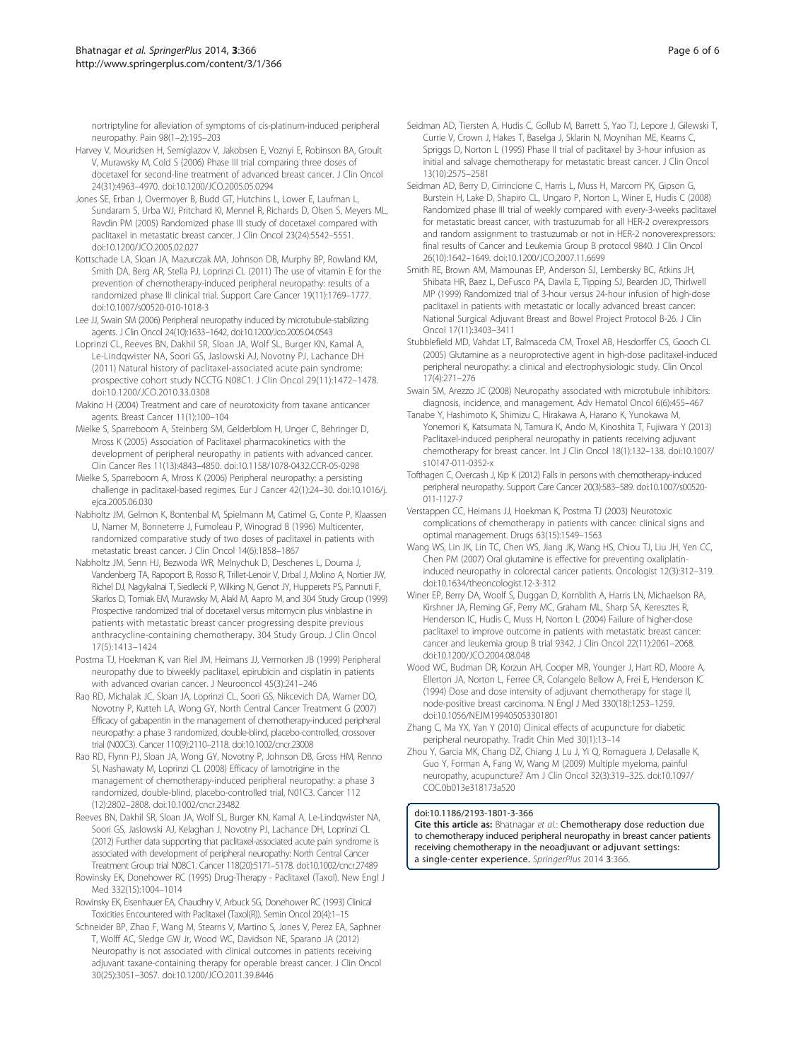nortriptyline for alleviation of symptoms of cis-platinum-induced peripheral neuropathy. Pain 98(1–2):195–203

Harvey V, Mouridsen H, Semiglazov V, Jakobsen E, Voznyi E, Robinson BA, Groult V, Murawsky M, Cold S (2006) Phase III trial comparing three doses of docetaxel for second-line treatment of advanced breast cancer. J Clin Oncol 24(31):4963–4970. doi:10.1200/JCO.2005.05.0294

Jones SE, Erban J, Overmoyer B, Budd GT, Hutchins L, Lower E, Laufman L, Sundaram S, Urba WJ, Pritchard KI, Mennel R, Richards D, Olsen S, Meyers ML, Ravdin PM (2005) Randomized phase III study of docetaxel compared with paclitaxel in metastatic breast cancer. J Clin Oncol 23(24):5542–5551. doi:10.1200/JCO.2005.02.027

Kottschade LA, Sloan JA, Mazurczak MA, Johnson DB, Murphy BP, Rowland KM, Smith DA, Berg AR, Stella PJ, Loprinzi CL (2011) The use of vitamin E for the prevention of chemotherapy-induced peripheral neuropathy: results of a randomized phase III clinical trial. Support Care Cancer 19(11):1769–1777. doi:10.1007/s00520-010-1018-3

Lee JJ, Swain SM (2006) Peripheral neuropathy induced by microtubule-stabilizing agents. J Clin Oncol 24(10):1633–1642, doi:10.1200/Jco.2005.04.0543

Loprinzi CL, Reeves BN, Dakhil SR, Sloan JA, Wolf SL, Burger KN, Kamal A, Le-Lindqwister NA, Soori GS, Jaslowski AJ, Novotny PJ, Lachance DH (2011) Natural history of paclitaxel-associated acute pain syndrome: prospective cohort study NCCTG N08C1. J Clin Oncol 29(11):1472–1478. doi:10.1200/JCO.2010.33.0308

Makino H (2004) Treatment and care of neurotoxicity from taxane anticancer agents. Breast Cancer 11(1):100–104

Mielke S, Sparreboom A, Steinberg SM, Gelderblom H, Unger C, Behringer D, Mross K (2005) Association of Paclitaxel pharmacokinetics with the development of peripheral neuropathy in patients with advanced cancer. Clin Cancer Res 11(13):4843–4850. doi:10.1158/1078-0432.CCR-05-0298

Mielke S, Sparreboom A, Mross K (2006) Peripheral neuropathy: a persisting challenge in paclitaxel-based regimes. Eur J Cancer 42(1):24–30. doi:10.1016/j.ejca.2005.06.030

Nabholtz JM, Gelmon K, Bontenbal M, Spielmann M, Catimel G, Conte P, Klaassen U, Namer M, Bonneterre J, Fumoleau P, Winograd B (1996) Multicenter, randomized comparative study of two doses of paclitaxel in patients with metastatic breast cancer. J Clin Oncol 14(6):1858–1867

Nabholtz JM, Senn HJ, Bezwoda WR, Melnychuk D, Deschenes L, Douma J, Vandenberg TA, Rapoport B, Rosso R, Trillet-Lenoir V, Drbal J, Molino A, Nortier JW, Richel DJ, Nagykalnai T, Siedlecki P, Wilking N, Genot JY, Hupperets PS, Pannuti F, Skarlos D, Tomiak EM, Murawsky M, Alakl M, Aapro M, and 304 Study Group (1999) Prospective randomized trial of docetaxel versus mitomycin plus vinblastine in patients with metastatic breast cancer progressing despite previous anthracycline-containing chemotherapy. 304 Study Group. J Clin Oncol 17(5):1413–1424

Postma TJ, Hoekman K, van Riel JM, Heimans JJ, Vermorken JB (1999) Peripheral neuropathy due to biweekly paclitaxel, epirubicin and cisplatin in patients with advanced ovarian cancer. J Neurooncol 45(3):241–246

Rao RD, Michalak JC, Sloan JA, Loprinzi CL, Soori GS, Nikcevich DA, Warner DO, Novotny P, Kutteh LA, Wong GY, North Central Cancer Treatment G (2007) Efficacy of gabapentin in the management of chemotherapy-induced peripheral neuropathy: a phase 3 randomized, double-blind, placebo-controlled, crossover trial (N00C3). Cancer 110(9):2110–2118. doi:10.1002/cncr.23008

Rao RD, Flynn PJ, Sloan JA, Wong GY, Novotny P, Johnson DB, Gross HM, Renno SI, Nashawaty M, Loprinzi CL (2008) Efficacy of lamotrigine in the management of chemotherapy-induced peripheral neuropathy: a phase 3 randomized, double-blind, placebo-controlled trial, N01C3. Cancer 112 (12):2802–2808. doi:10.1002/cncr.23482

Reeves BN, Dakhil SR, Sloan JA, Wolf SL, Burger KN, Kamal A, Le-Lindqwister NA, Soori GS, Jaslowski AJ, Kelaghan J, Novotny PJ, Lachance DH, Loprinzi CL (2012) Further data supporting that paclitaxel-associated acute pain syndrome is associated with development of peripheral neuropathy: North Central Cancer Treatment Group trial N08C1. Cancer 118(20):5171–5178. doi:10.1002/cncr.27489

Rowinsky EK, Donehower RC (1995) Drug-Therapy - Paclitaxel (Taxol). New Engl J Med 332(15):1004–1014

Rowinsky EK, Eisenhauer EA, Chaudhry V, Arbuck SG, Donehower RC (1993) Clinical Toxicities Encountered with Paclitaxel (Taxol(R)). Semin Oncol 20(4):1–15

Schneider BP, Zhao F, Wang M, Stearns V, Martino S, Jones V, Perez EA, Saphner T, Wolff AC, Sledge GW Jr, Wood WC, Davidson NE, Sparano JA (2012) Neuropathy is not associated with clinical outcomes in patients receiving adjuvant taxane-containing therapy for operable breast cancer. J Clin Oncol 30(25):3051–3057. doi:10.1200/JCO.2011.39.8446

Seidman AD, Tiersten A, Hudis C, Gollub M, Barrett S, Yao TJ, Lepore J, Gilewski T, Currie V, Crown J, Hakes T, Baselga J, Sklarin N, Moynihan ME, Kearns C, Spriggs D, Norton L (1995) Phase II trial of paclitaxel by 3-hour infusion as initial and salvage chemotherapy for metastatic breast cancer. J Clin Oncol 13(10):2575–2581

Seidman AD, Berry D, Cirrincione C, Harris L, Muss H, Marcom PK, Gipson G, Burstein H, Lake D, Shapiro CL, Ungaro P, Norton L, Winer E, Hudis C (2008) Randomized phase III trial of weekly compared with every-3-weeks paclitaxel for metastatic breast cancer, with trastuzumab for all HER-2 overexpressors and random assignment to trastuzumab or not in HER-2 nonoverexpressors: final results of Cancer and Leukemia Group B protocol 9840. J Clin Oncol 26(10):1642–1649. doi:10.1200/JCO.2007.11.6699

Smith RE, Brown AM, Mamounas EP, Anderson SJ, Lembersky BC, Atkins JH, Shibata HR, Baez L, DeFusco PA, Davila E, Tipping SJ, Bearden JD, Thirlwell MP (1999) Randomized trial of 3-hour versus 24-hour infusion of high-dose paclitaxel in patients with metastatic or locally advanced breast cancer: National Surgical Adjuvant Breast and Bowel Project Protocol B-26. J Clin Oncol 17(11):3403–3411

Stubblefield MD, Vahdat LT, Balmaceda CM, Troxel AB, Hesdorffer CS, Gooch CL (2005) Glutamine as a neuroprotective agent in high-dose paclitaxel-induced peripheral neuropathy: a clinical and electrophysiologic study. Clin Oncol 17(4):271–276

Swain SM, Arezzo JC (2008) Neuropathy associated with microtubule inhibitors: diagnosis, incidence, and management. Adv Hematol Oncol 6(6):455–467

Tanabe Y, Hashimoto K, Shimizu C, Hirakawa A, Harano K, Yunokawa M, Yonemori K, Katsumata N, Tamura K, Ando M, Kinoshita T, Fujiwara Y (2013) Paclitaxel-induced peripheral neuropathy in patients receiving adjuvant chemotherapy for breast cancer. Int J Clin Oncol 18(1):132–138. doi:10.1007/s10147-011-0352-x

Tofthagen C, Overcash J, Kip K (2012) Falls in persons with chemotherapy-induced peripheral neuropathy. Support Care Cancer 20(3):583–589. doi:10.1007/s00520-011-1127-7

Verstappen CC, Heimans JJ, Hoekman K, Postma TJ (2003) Neurotoxic complications of chemotherapy in patients with cancer: clinical signs and optimal management. Drugs 63(15):1549–1563

Wang WS, Lin JK, Lin TC, Chen WS, Jiang JK, Wang HS, Chiou TJ, Liu JH, Yen CC, Chen PM (2007) Oral glutamine is effective for preventing oxaliplatin-induced neuropathy in colorectal cancer patients. Oncologist 12(3):312–319. doi:10.1634/theoncologist.12-3-312

Winer EP, Berry DA, Woolf S, Duggan D, Kornblith A, Harris LN, Michaelson RA, Kirshner JA, Fleming GF, Perry MC, Graham ML, Sharp SA, Keresztes R, Henderson IC, Hudis C, Muss H, Norton L (2004) Failure of higher-dose paclitaxel to improve outcome in patients with metastatic breast cancer: cancer and leukemia group B trial 9342. J Clin Oncol 22(11):2061–2068. doi:10.1200/JCO.2004.08.048

Wood WC, Budman DR, Korzun AH, Cooper MR, Younger J, Hart RD, Moore A, Ellerton JA, Norton L, Ferree CR, Colangelo Bellow A, Frei E, Henderson IC (1994) Dose and dose intensity of adjuvant chemotherapy for stage II, node-positive breast carcinoma. N Engl J Med 330(18):1253–1259. doi:10.1056/NEJM199405053301801

Zhang C, Ma YX, Yan Y (2010) Clinical effects of acupuncture for diabetic peripheral neuropathy. Tradit Chin Med 30(1):13–14

Zhou Y, Garcia MK, Chang DZ, Chiang J, Lu J, Yi Q, Romaguera J, Delasalle K, Guo Y, Forman A, Fang W, Wang M (2009) Multiple myeloma, painful neuropathy, acupuncture? Am J Clin Oncol 32(3):319–325. doi:10.1097/COC.0b013e318173a520

doi:10.1186/2193-1801-3-366

**Cite this article as:** Bhatnagar *et al.*: Chemotherapy dose reduction due to chemotherapy induced peripheral neuropathy in breast cancer patients receiving chemotherapy in the neoadjuvant or adjuvant settings: a single-center experience. *SpringerPlus* 2014 **3**:366.